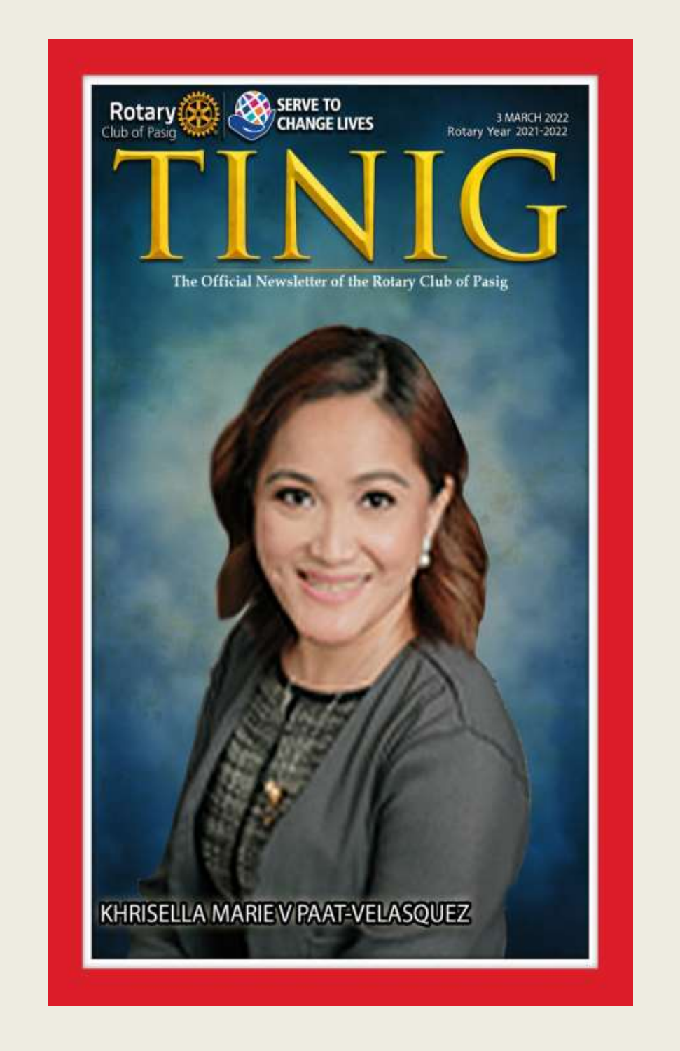Rotary Club of Pasig

SERVE TO CHANGE LIVES

3 MARCH 2022
Rotary Year 2021-2022

# TINIG

The Official Newsletter of the Rotary Club of Pasig

KHRISELLA MARIE V PAAT-VELASQUEZ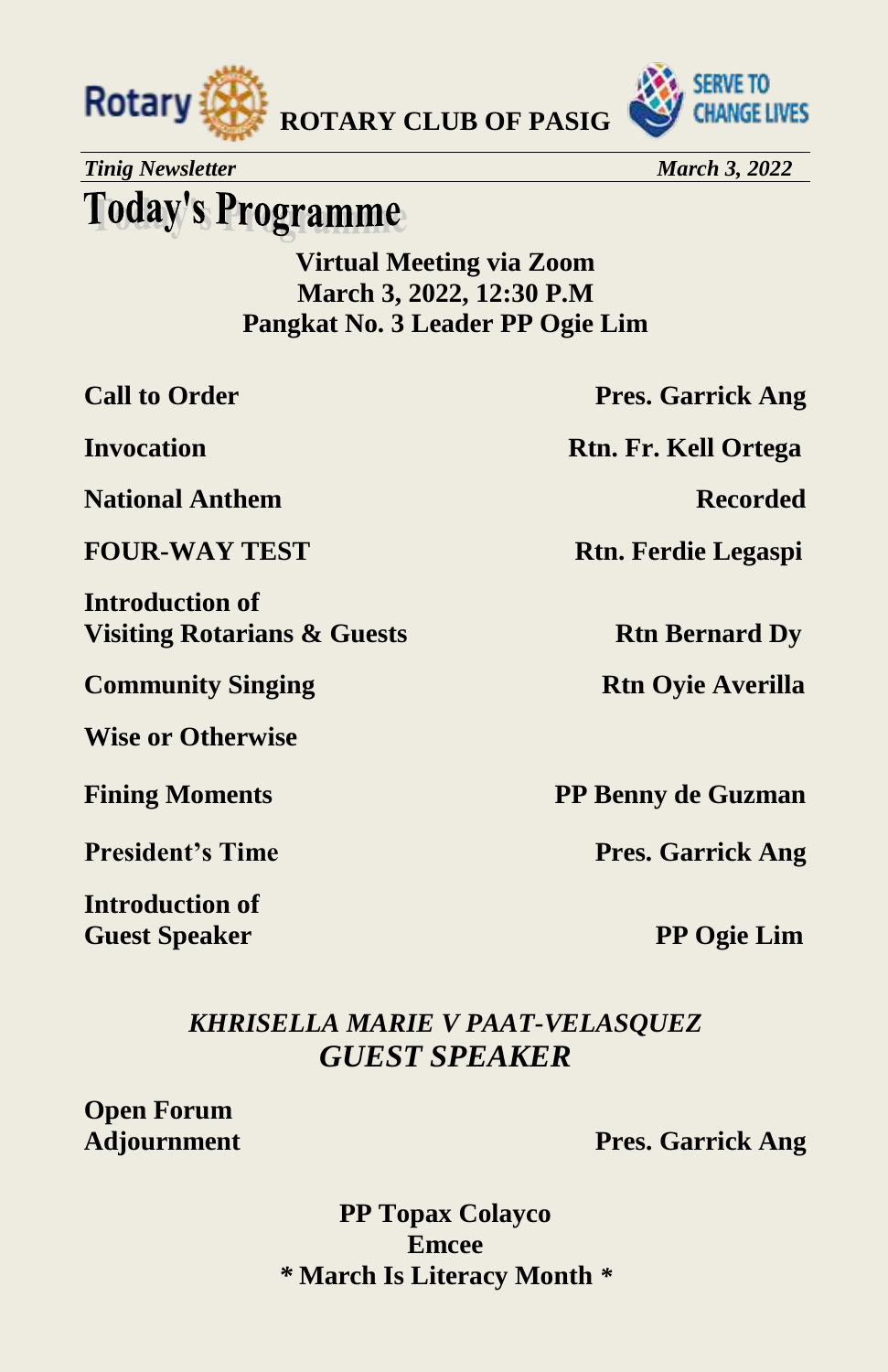**ROTARY CLUB OF PASIG**

*Tinig Newsletter* *March 3, 2022*

# Today's Programme

**Virtual Meeting via Zoom**
**March 3, 2022, 12:30 P.M**
**Pangkat No. 3 Leader PP Ogie Lim**

| | |
|---|---|
| **Call to Order** | **Pres. Garrick Ang** |
| **Invocation** | **Rtn. Fr. Kell Ortega** |
| **National Anthem** | **Recorded** |
| **FOUR-WAY TEST** | **Rtn. Ferdie Legaspi** |
| **Introduction of Visiting Rotarians & Guests** | **Rtn Bernard Dy** |
| **Community Singing** | **Rtn Oyie Averilla** |
| **Wise or Otherwise** | |
| **Fining Moments** | **PP Benny de Guzman** |
| **President's Time** | **Pres. Garrick Ang** |
| **Introduction of Guest Speaker** | **PP Ogie Lim** |

***KHRISELLA MARIE V PAAT-VELASQUEZ***
***GUEST SPEAKER***

| | |
|---|---|
| **Open Forum** | |
| **Adjournment** | **Pres. Garrick Ang** |

**PP Topax Colayco**
**Emcee**
**\* March Is Literacy Month \***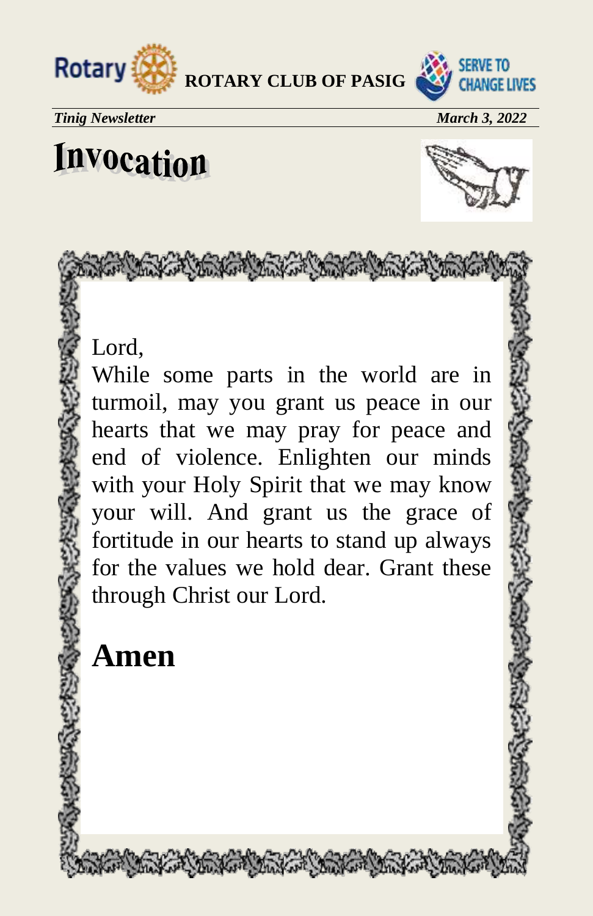# Invocation

Lord,

While some parts in the world are in turmoil, may you grant us peace in our hearts that we may pray for peace and end of violence. Enlighten our minds with your Holy Spirit that we may know your will. And grant us the grace of fortitude in our hearts to stand up always for the values we hold dear. Grant these through Christ our Lord.

**Amen**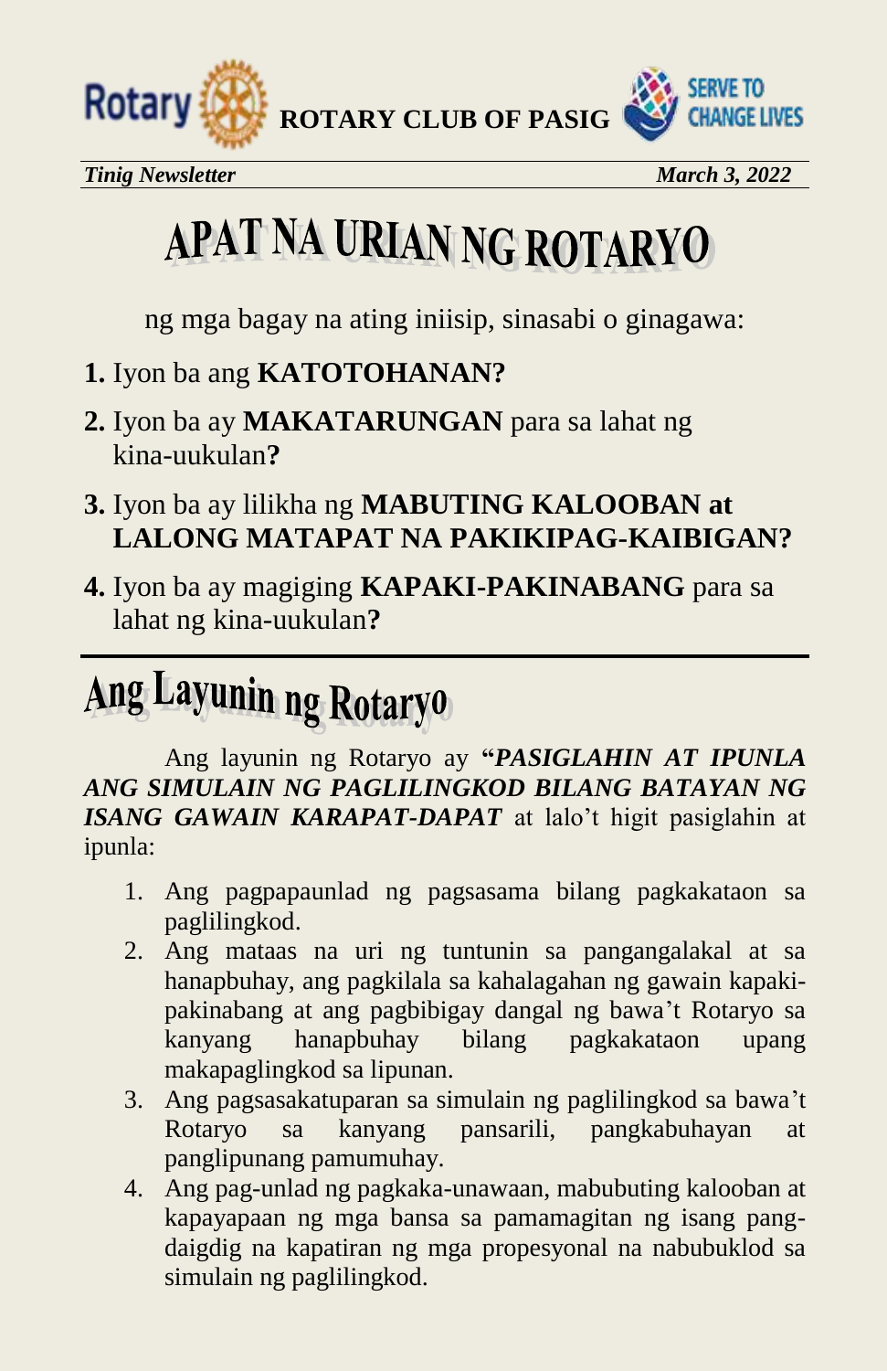# APAT NA URIAN NG ROTARYO

ng mga bagay na ating iniisip, sinasabi o ginagawa:

**1.** Iyon ba ang **KATOTOHANAN?**

**2.** Iyon ba ay **MAKATARUNGAN** para sa lahat ng kina-uukulan**?**

**3.** Iyon ba ay lilikha ng **MABUTING KALOOBAN at LALONG MATAPAT NA PAKIKIPAG-KAIBIGAN?**

**4.** Iyon ba ay magiging **KAPAKI-PAKINABANG** para sa lahat ng kina-uukulan**?**

# Ang Layunin ng Rotaryo

Ang layunin ng Rotaryo ay **"*PASIGLAHIN AT IPUNLA ANG SIMULAIN NG PAGLILINGKOD BILANG BATAYAN NG ISANG GAWAIN KARAPAT-DAPAT*** at lalo't higit pasiglahin at ipunla:

1. Ang pagpapaunlad ng pagsasama bilang pagkakataon sa paglilingkod.
2. Ang mataas na uri ng tuntunin sa pangangalakal at sa hanapbuhay, ang pagkilala sa kahalagahan ng gawain kapaki-pakinabang at ang pagbibigay dangal ng bawa't Rotaryo sa kanyang hanapbuhay bilang pagkakataon upang makapaglingkod sa lipunan.
3. Ang pagsasakatuparan sa simulain ng paglilingkod sa bawa't Rotaryo sa kanyang pansarili, pangkabuhayan at panglipunang pamumuhay.
4. Ang pag-unlad ng pagkaka-unawaan, mabubuting kalooban at kapayapaan ng mga bansa sa pamamagitan ng isang pang-daigdig na kapatiran ng mga propesyonal na nabubuklod sa simulain ng paglilingkod.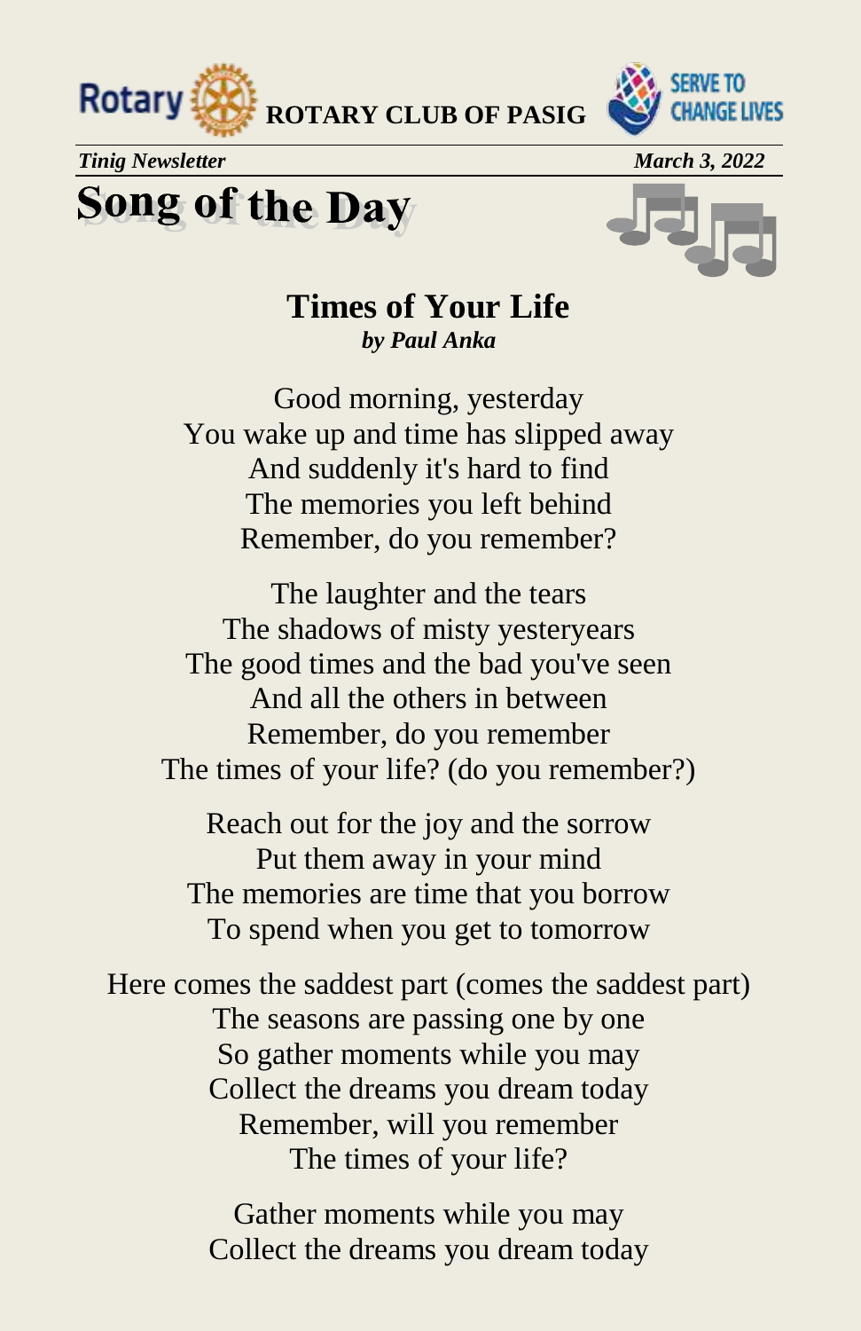# Song of the Day

## Times of Your Life

*by Paul Anka*

Good morning, yesterday
You wake up and time has slipped away
And suddenly it's hard to find
The memories you left behind
Remember, do you remember?

The laughter and the tears
The shadows of misty yesteryears
The good times and the bad you've seen
And all the others in between
Remember, do you remember
The times of your life? (do you remember?)

Reach out for the joy and the sorrow
Put them away in your mind
The memories are time that you borrow
To spend when you get to tomorrow

Here comes the saddest part (comes the saddest part)
The seasons are passing one by one
So gather moments while you may
Collect the dreams you dream today
Remember, will you remember
The times of your life?

Gather moments while you may
Collect the dreams you dream today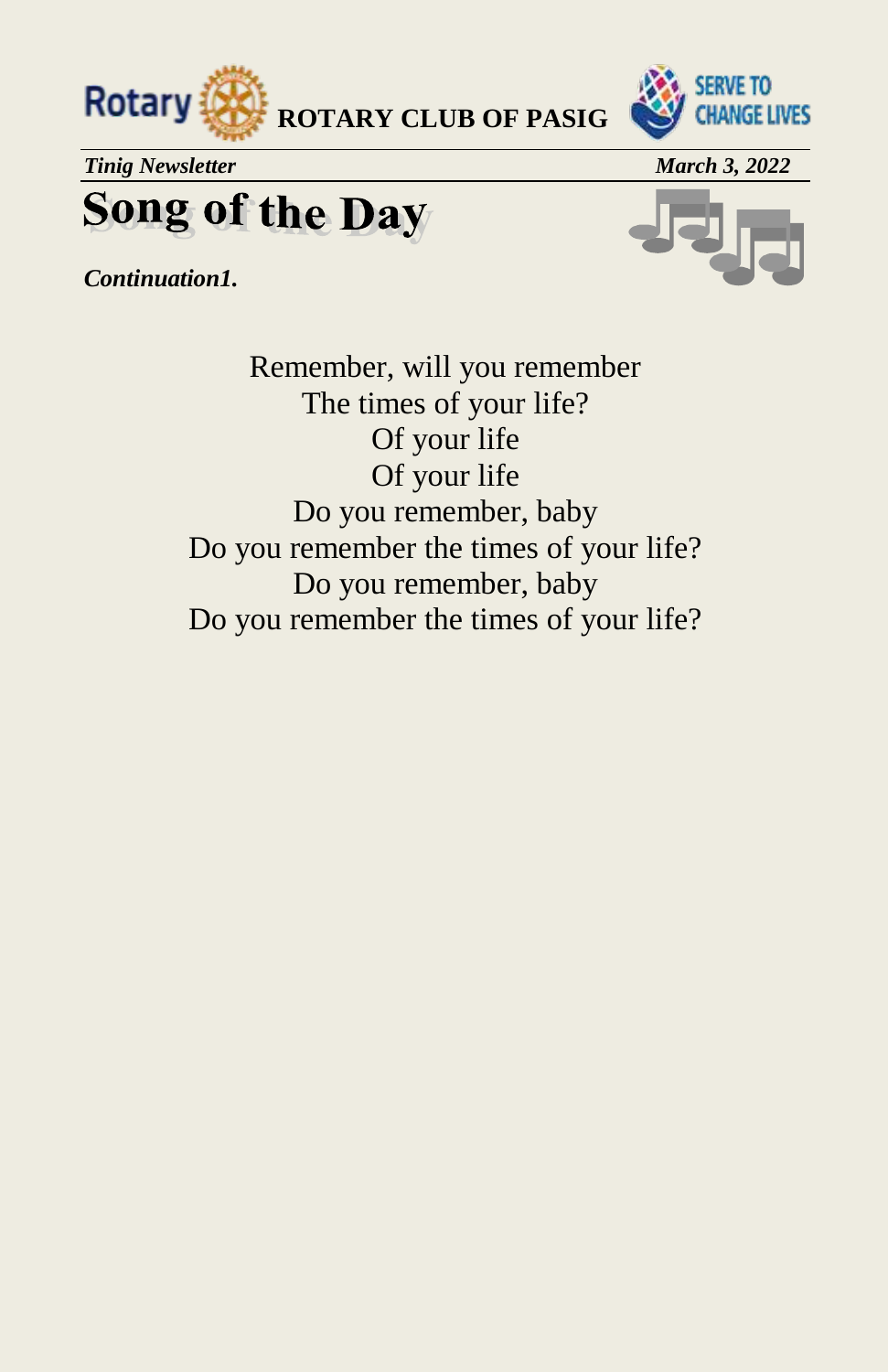# Song of the Day

***Continuation1.***

Remember, will you remember
The times of your life?
Of your life
Of your life
Do you remember, baby
Do you remember the times of your life?
Do you remember, baby
Do you remember the times of your life?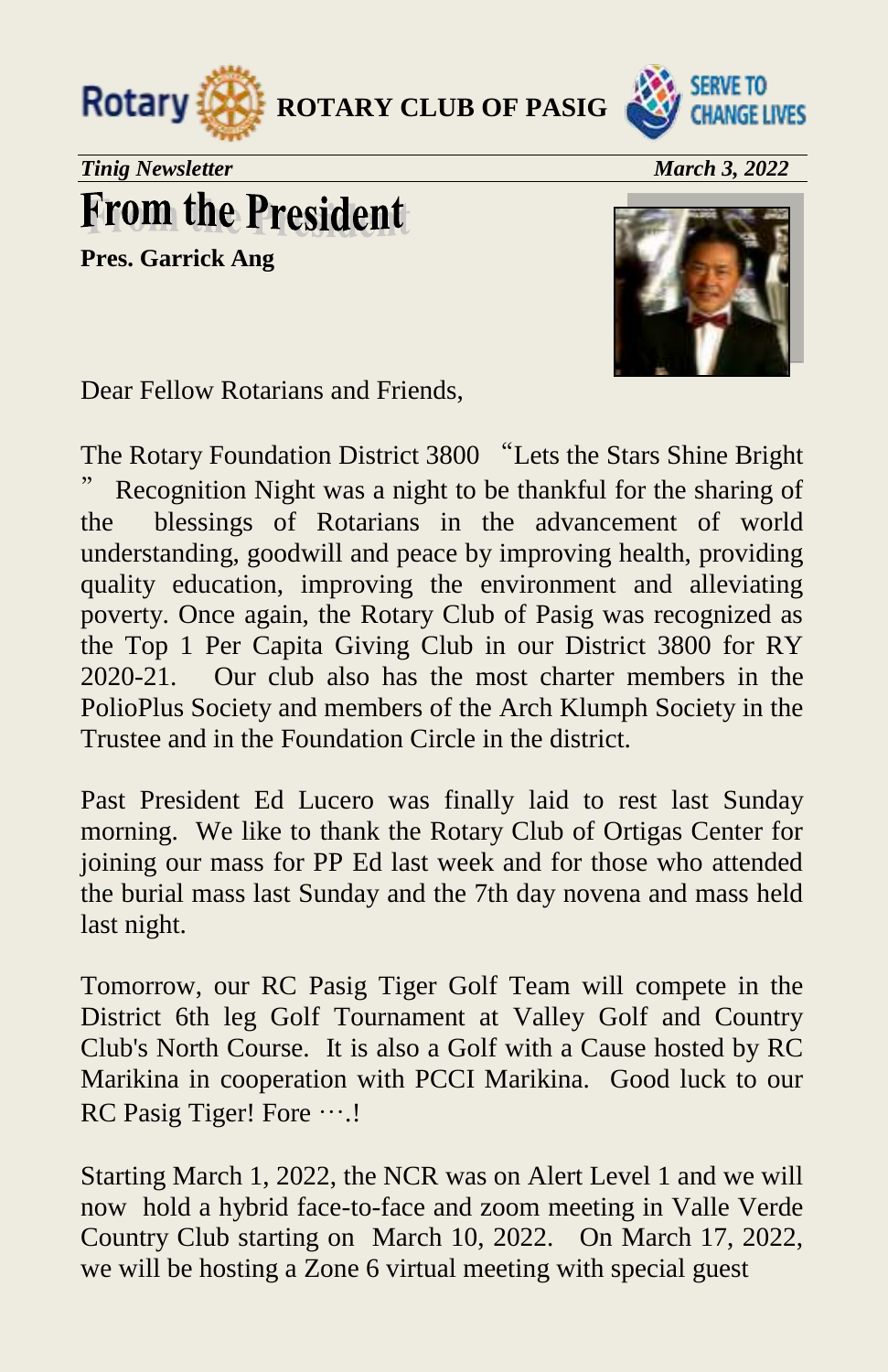**ROTARY CLUB OF PASIG**

*Tinig Newsletter* *March 3, 2022*

# From the President

**Pres. Garrick Ang**

Dear Fellow Rotarians and Friends,

The Rotary Foundation District 3800 “Lets the Stars Shine Bright” Recognition Night was a night to be thankful for the sharing of the blessings of Rotarians in the advancement of world understanding, goodwill and peace by improving health, providing quality education, improving the environment and alleviating poverty. Once again, the Rotary Club of Pasig was recognized as the Top 1 Per Capita Giving Club in our District 3800 for RY 2020-21. Our club also has the most charter members in the PolioPlus Society and members of the Arch Klumph Society in the Trustee and in the Foundation Circle in the district.

Past President Ed Lucero was finally laid to rest last Sunday morning. We like to thank the Rotary Club of Ortigas Center for joining our mass for PP Ed last week and for those who attended the burial mass last Sunday and the 7th day novena and mass held last night.

Tomorrow, our RC Pasig Tiger Golf Team will compete in the District 6th leg Golf Tournament at Valley Golf and Country Club's North Course. It is also a Golf with a Cause hosted by RC Marikina in cooperation with PCCI Marikina. Good luck to our RC Pasig Tiger! Fore ….!

Starting March 1, 2022, the NCR was on Alert Level 1 and we will now hold a hybrid face-to-face and zoom meeting in Valle Verde Country Club starting on March 10, 2022. On March 17, 2022, we will be hosting a Zone 6 virtual meeting with special guest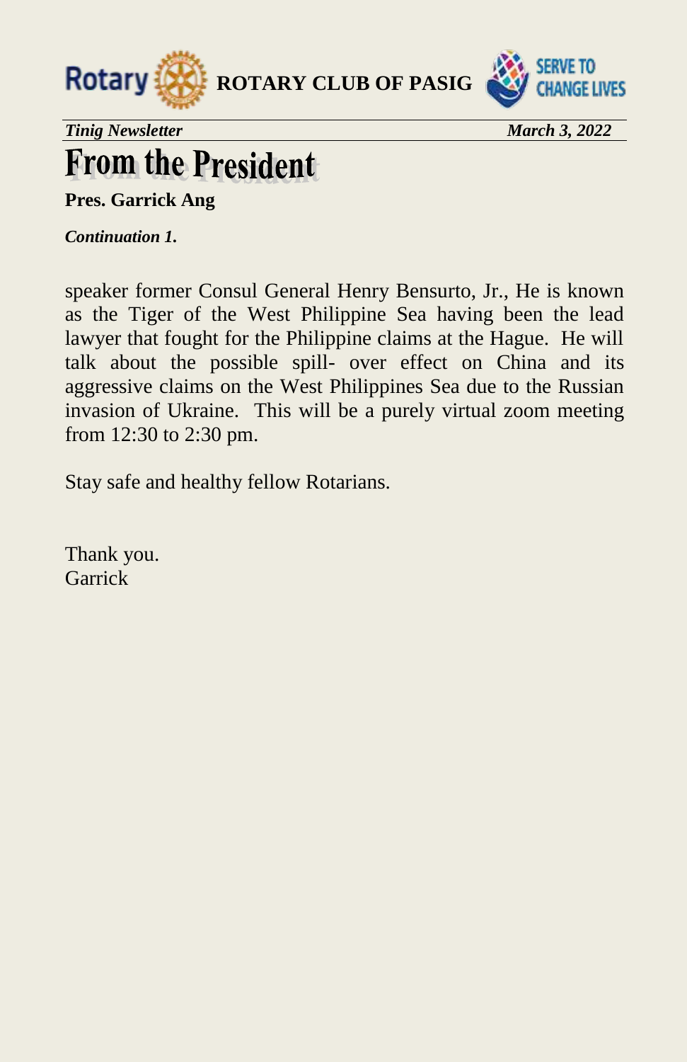# From the President

**Pres. Garrick Ang**

***Continuation 1.***

speaker former Consul General Henry Bensurto, Jr., He is known as the Tiger of the West Philippine Sea having been the lead lawyer that fought for the Philippine claims at the Hague. He will talk about the possible spill- over effect on China and its aggressive claims on the West Philippines Sea due to the Russian invasion of Ukraine. This will be a purely virtual zoom meeting from 12:30 to 2:30 pm.

Stay safe and healthy fellow Rotarians.

Thank you.
Garrick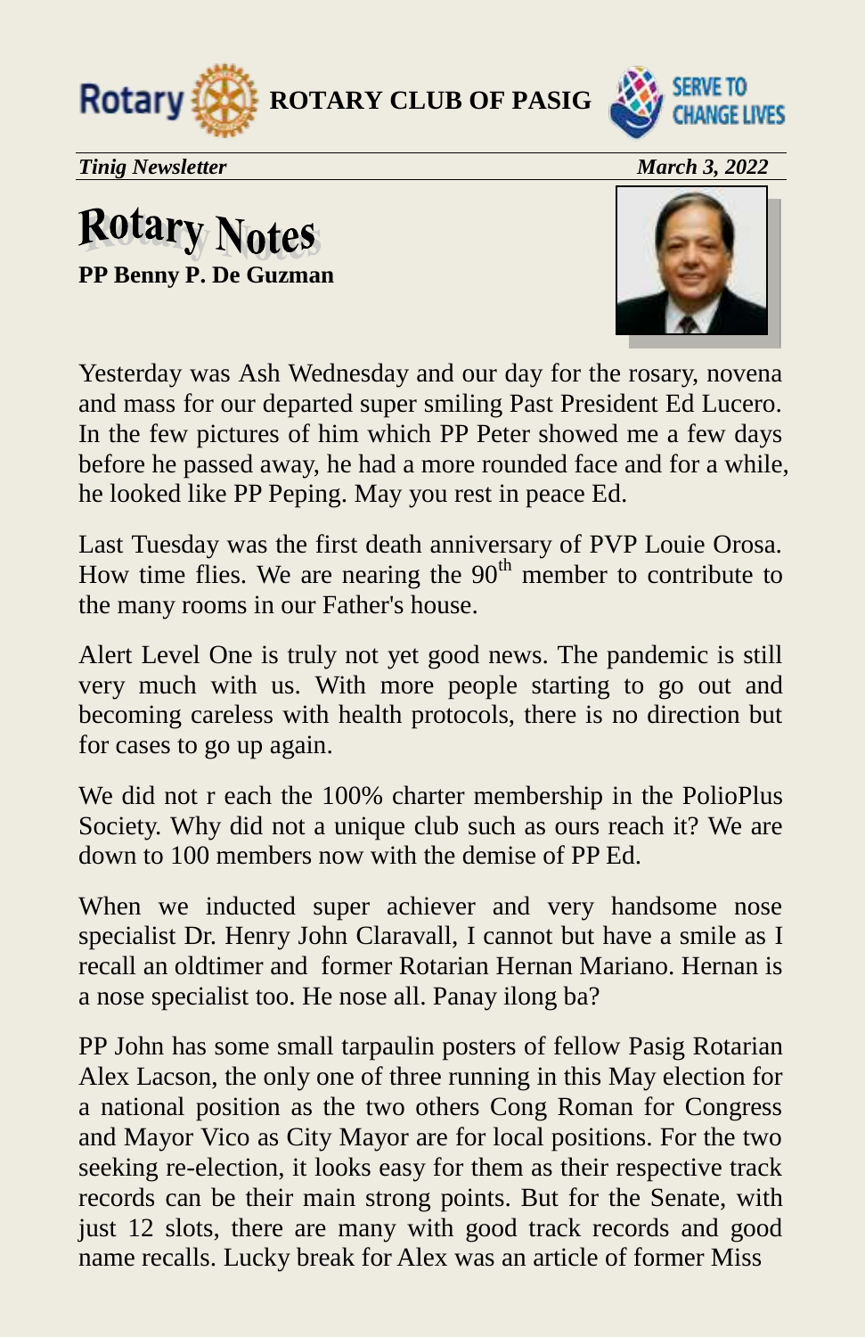**ROTARY CLUB OF PASIG**

*Tinig Newsletter* *March 3, 2022*

# Rotary Notes

**PP Benny P. De Guzman**

Yesterday was Ash Wednesday and our day for the rosary, novena and mass for our departed super smiling Past President Ed Lucero. In the few pictures of him which PP Peter showed me a few days before he passed away, he had a more rounded face and for a while, he looked like PP Peping. May you rest in peace Ed.

Last Tuesday was the first death anniversary of PVP Louie Orosa. How time flies. We are nearing the 90th member to contribute to the many rooms in our Father's house.

Alert Level One is truly not yet good news. The pandemic is still very much with us. With more people starting to go out and becoming careless with health protocols, there is no direction but for cases to go up again.

We did not r each the 100% charter membership in the PolioPlus Society. Why did not a unique club such as ours reach it? We are down to 100 members now with the demise of PP Ed.

When we inducted super achiever and very handsome nose specialist Dr. Henry John Claravall, I cannot but have a smile as I recall an oldtimer and former Rotarian Hernan Mariano. Hernan is a nose specialist too. He nose all. Panay ilong ba?

PP John has some small tarpaulin posters of fellow Pasig Rotarian Alex Lacson, the only one of three running in this May election for a national position as the two others Cong Roman for Congress and Mayor Vico as City Mayor are for local positions. For the two seeking re-election, it looks easy for them as their respective track records can be their main strong points. But for the Senate, with just 12 slots, there are many with good track records and good name recalls. Lucky break for Alex was an article of former Miss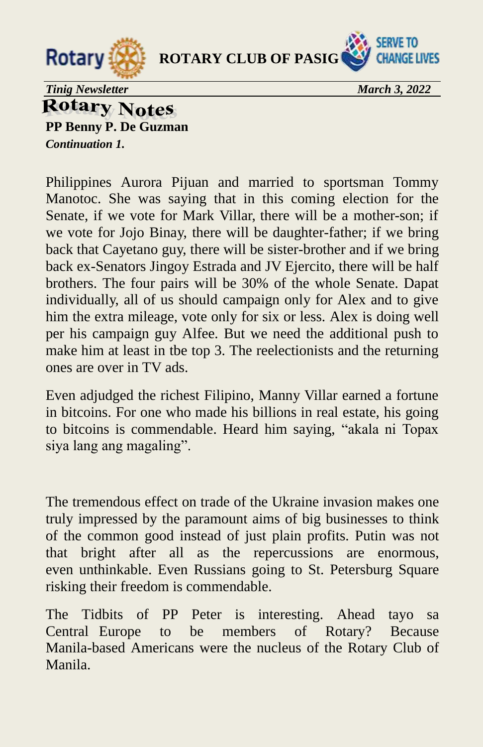## Rotary Notes

**PP Benny P. De Guzman**

***Continuation 1.***

Philippines Aurora Pijuan and married to sportsman Tommy Manotoc. She was saying that in this coming election for the Senate, if we vote for Mark Villar, there will be a mother-son; if we vote for Jojo Binay, there will be daughter-father; if we bring back that Cayetano guy, there will be sister-brother and if we bring back ex-Senators Jingoy Estrada and JV Ejercito, there will be half brothers. The four pairs will be 30% of the whole Senate. Dapat individually, all of us should campaign only for Alex and to give him the extra mileage, vote only for six or less. Alex is doing well per his campaign guy Alfee. But we need the additional push to make him at least in tbe top 3. The reelectionists and the returning ones are over in TV ads.

Even adjudged the richest Filipino, Manny Villar earned a fortune in bitcoins. For one who made his billions in real estate, his going to bitcoins is commendable. Heard him saying, "akala ni Topax siya lang ang magaling".

The tremendous effect on trade of the Ukraine invasion makes one truly impressed by the paramount aims of big businesses to think of the common good instead of just plain profits. Putin was not that bright after all as the repercussions are enormous, even unthinkable. Even Russians going to St. Petersburg Square risking their freedom is commendable.

The Tidbits of PP Peter is interesting. Ahead tayo sa Central Europe to be members of Rotary? Because Manila-based Americans were the nucleus of the Rotary Club of Manila.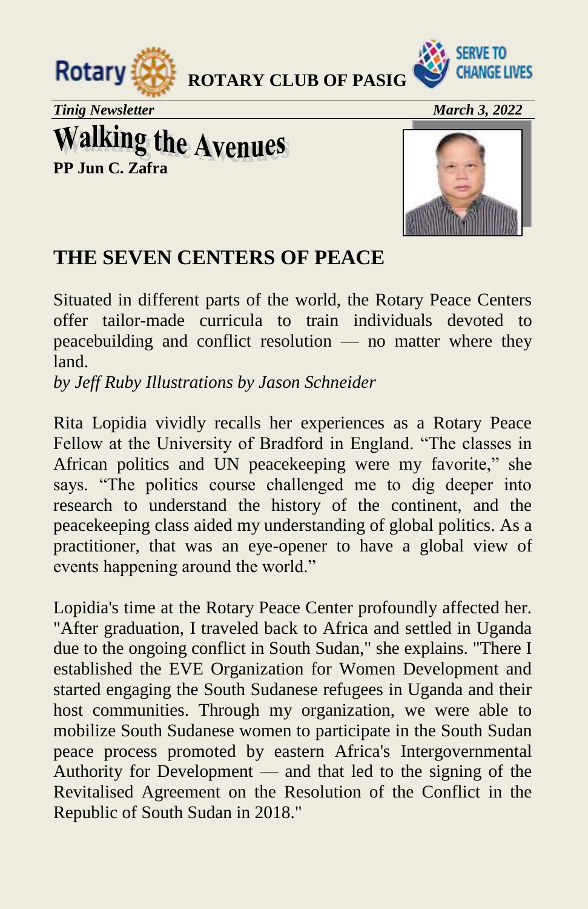# Walking the Avenues

**PP Jun C. Zafra**

## THE SEVEN CENTERS OF PEACE

Situated in different parts of the world, the Rotary Peace Centers offer tailor-made curricula to train individuals devoted to peacebuilding and conflict resolution — no matter where they land.

*by Jeff Ruby Illustrations by Jason Schneider*

Rita Lopidia vividly recalls her experiences as a Rotary Peace Fellow at the University of Bradford in England. “The classes in African politics and UN peacekeeping were my favorite,” she says. “The politics course challenged me to dig deeper into research to understand the history of the continent, and the peacekeeping class aided my understanding of global politics. As a practitioner, that was an eye-opener to have a global view of events happening around the world.”

Lopidia's time at the Rotary Peace Center profoundly affected her. "After graduation, I traveled back to Africa and settled in Uganda due to the ongoing conflict in South Sudan," she explains. "There I established the EVE Organization for Women Development and started engaging the South Sudanese refugees in Uganda and their host communities. Through my organization, we were able to mobilize South Sudanese women to participate in the South Sudan peace process promoted by eastern Africa's Intergovernmental Authority for Development — and that led to the signing of the Revitalised Agreement on the Resolution of the Conflict in the Republic of South Sudan in 2018."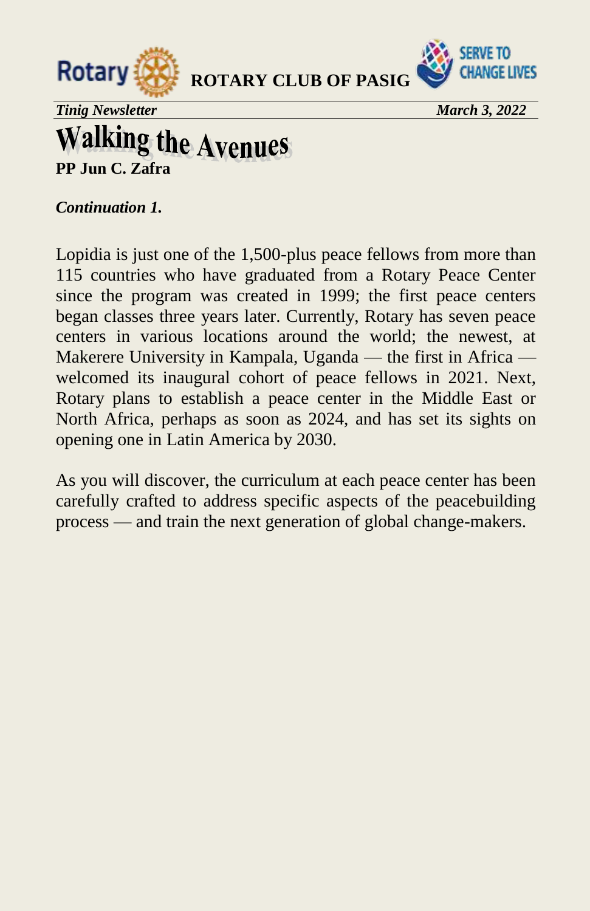# Walking the Avenues

**PP Jun C. Zafra**

***Continuation 1.***

Lopidia is just one of the 1,500-plus peace fellows from more than 115 countries who have graduated from a Rotary Peace Center since the program was created in 1999; the first peace centers began classes three years later. Currently, Rotary has seven peace centers in various locations around the world; the newest, at Makerere University in Kampala, Uganda — the first in Africa — welcomed its inaugural cohort of peace fellows in 2021. Next, Rotary plans to establish a peace center in the Middle East or North Africa, perhaps as soon as 2024, and has set its sights on opening one in Latin America by 2030.

As you will discover, the curriculum at each peace center has been carefully crafted to address specific aspects of the peacebuilding process — and train the next generation of global change-makers.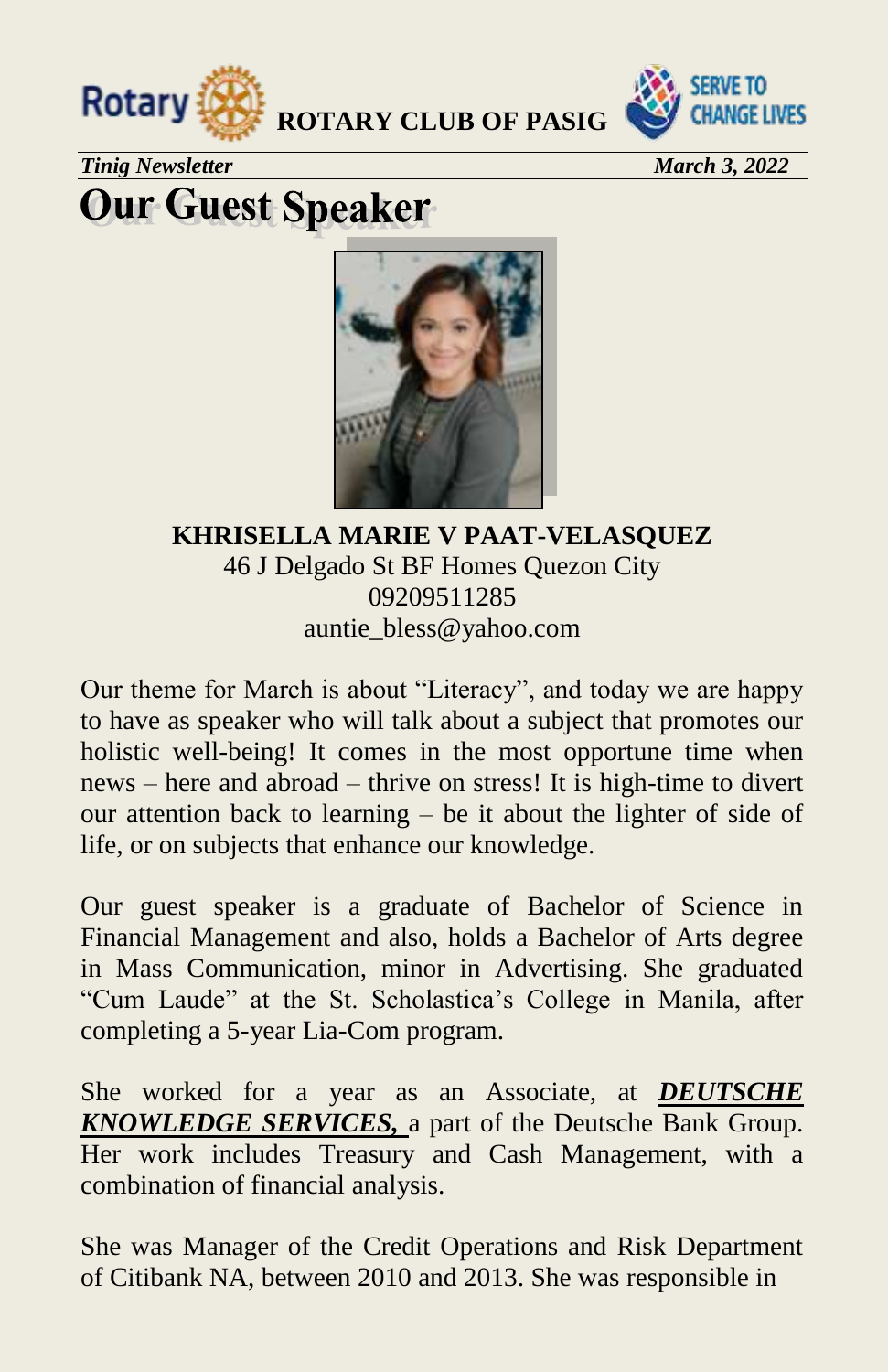# Our Guest Speaker

**KHRISELLA MARIE V PAAT-VELASQUEZ**
46 J Delgado St BF Homes Quezon City
09209511285
auntie_bless@yahoo.com

Our theme for March is about "Literacy", and today we are happy to have as speaker who will talk about a subject that promotes our holistic well-being! It comes in the most opportune time when news – here and abroad – thrive on stress! It is high-time to divert our attention back to learning – be it about the lighter of side of life, or on subjects that enhance our knowledge.

Our guest speaker is a graduate of Bachelor of Science in Financial Management and also, holds a Bachelor of Arts degree in Mass Communication, minor in Advertising. She graduated "Cum Laude" at the St. Scholastica's College in Manila, after completing a 5-year Lia-Com program.

She worked for a year as an Associate, at ***DEUTSCHE KNOWLEDGE SERVICES,*** a part of the Deutsche Bank Group. Her work includes Treasury and Cash Management, with a combination of financial analysis.

She was Manager of the Credit Operations and Risk Department of Citibank NA, between 2010 and 2013. She was responsible in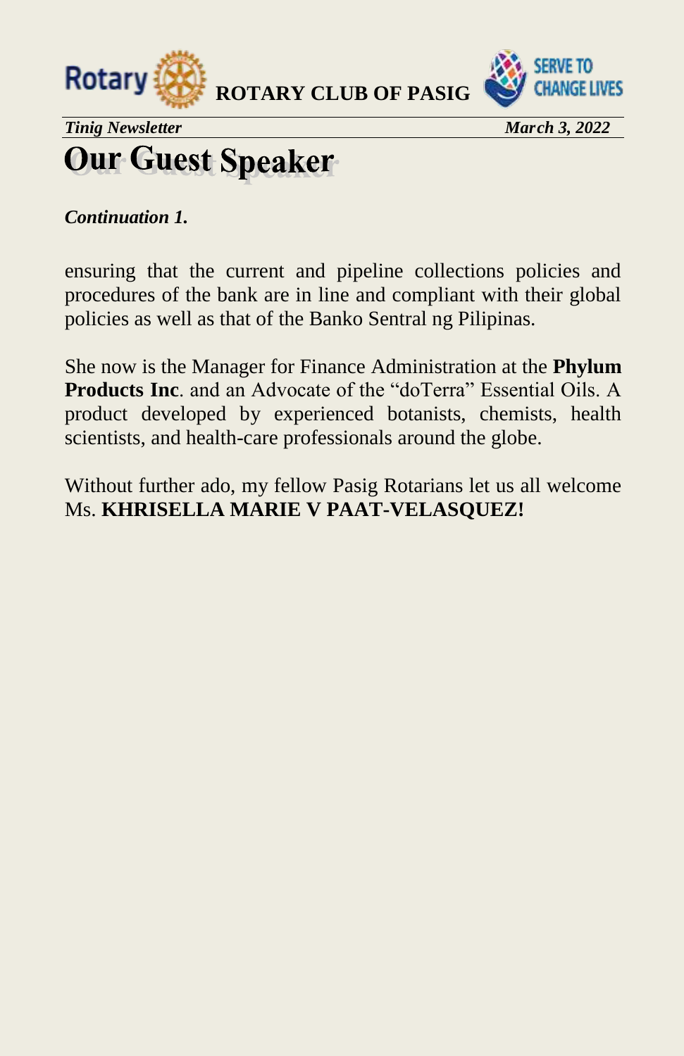# Our Guest Speaker

***Continuation 1.***

ensuring that the current and pipeline collections policies and procedures of the bank are in line and compliant with their global policies as well as that of the Banko Sentral ng Pilipinas.

She now is the Manager for Finance Administration at the **Phylum Products Inc**. and an Advocate of the "doTerra" Essential Oils. A product developed by experienced botanists, chemists, health scientists, and health-care professionals around the globe.

Without further ado, my fellow Pasig Rotarians let us all welcome Ms. **KHRISELLA MARIE V PAAT-VELASQUEZ!**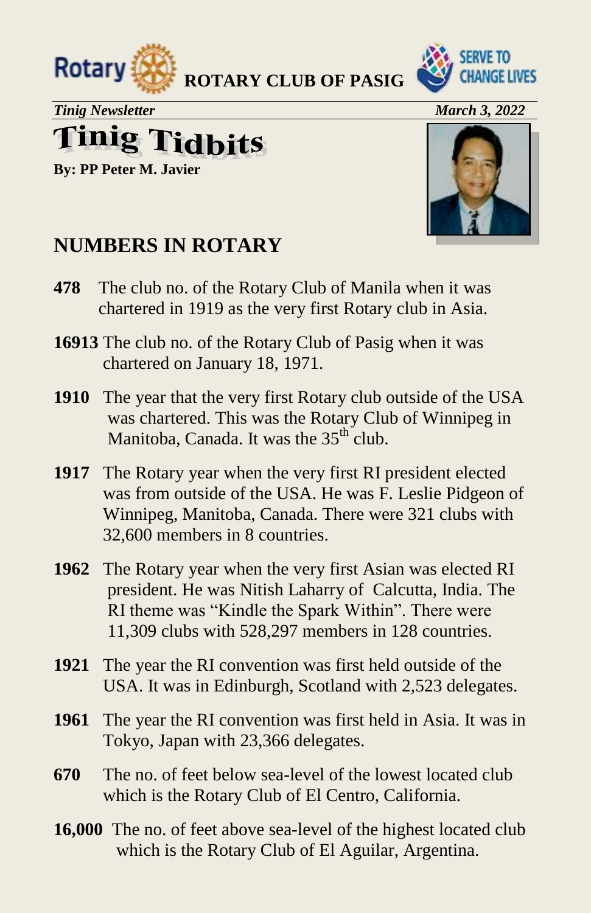**ROTARY CLUB OF PASIG**

*Tinig Newsletter* *March 3, 2022*

# Tinig Tidbits

**By: PP Peter M. Javier**

## NUMBERS IN ROTARY

**478** The club no. of the Rotary Club of Manila when it was chartered in 1919 as the very first Rotary club in Asia.

**16913** The club no. of the Rotary Club of Pasig when it was chartered on January 18, 1971.

**1910** The year that the very first Rotary club outside of the USA was chartered. This was the Rotary Club of Winnipeg in Manitoba, Canada. It was the 35th club.

**1917** The Rotary year when the very first RI president elected was from outside of the USA. He was F. Leslie Pidgeon of Winnipeg, Manitoba, Canada. There were 321 clubs with 32,600 members in 8 countries.

**1962** The Rotary year when the very first Asian was elected RI president. He was Nitish Laharry of Calcutta, India. The RI theme was "Kindle the Spark Within". There were 11,309 clubs with 528,297 members in 128 countries.

**1921** The year the RI convention was first held outside of the USA. It was in Edinburgh, Scotland with 2,523 delegates.

**1961** The year the RI convention was first held in Asia. It was in Tokyo, Japan with 23,366 delegates.

**670** The no. of feet below sea-level of the lowest located club which is the Rotary Club of El Centro, California.

**16,000** The no. of feet above sea-level of the highest located club which is the Rotary Club of El Aguilar, Argentina.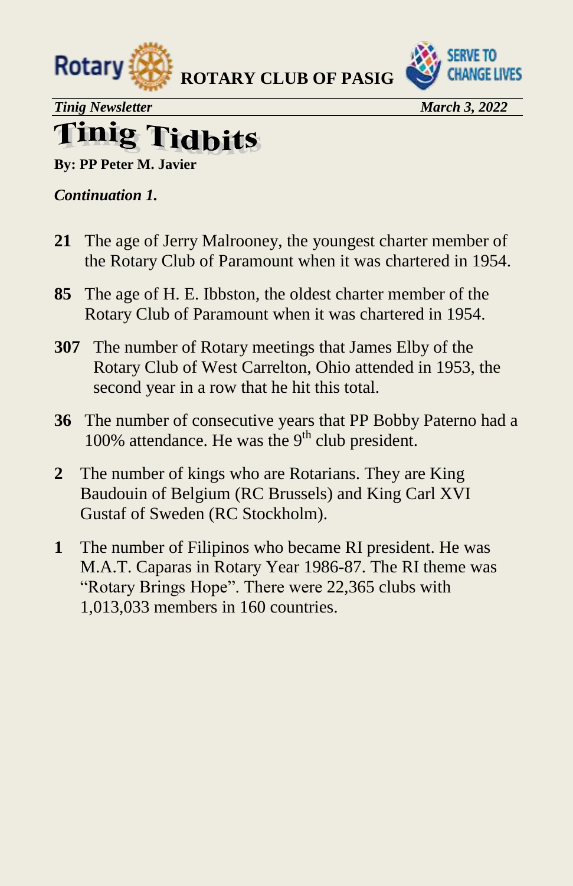# Tinig Tidbits

**By: PP Peter M. Javier**

***Continuation 1.***

**21** The age of Jerry Malrooney, the youngest charter member of the Rotary Club of Paramount when it was chartered in 1954.

**85** The age of H. E. Ibbston, the oldest charter member of the Rotary Club of Paramount when it was chartered in 1954.

**307** The number of Rotary meetings that James Elby of the Rotary Club of West Carrelton, Ohio attended in 1953, the second year in a row that he hit this total.

**36** The number of consecutive years that PP Bobby Paterno had a 100% attendance. He was the 9th club president.

**2** The number of kings who are Rotarians. They are King Baudouin of Belgium (RC Brussels) and King Carl XVI Gustaf of Sweden (RC Stockholm).

**1** The number of Filipinos who became RI president. He was M.A.T. Caparas in Rotary Year 1986-87. The RI theme was "Rotary Brings Hope". There were 22,365 clubs with 1,013,033 members in 160 countries.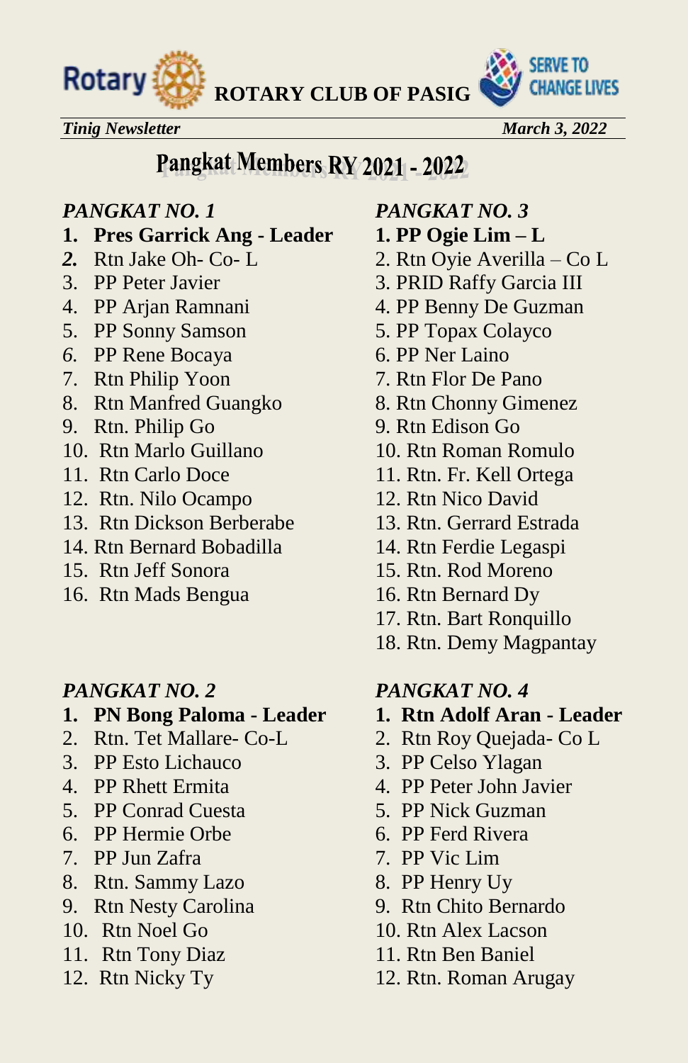**ROTARY CLUB OF PASIG**

*Tinig Newsletter* *March 3, 2022*

# Pangkat Members RY 2021 - 2022

*PANGKAT NO. 1*

1. **Pres Garrick Ang - Leader**
2. Rtn Jake Oh- Co- L
3. PP Peter Javier
4. PP Arjan Ramnani
5. PP Sonny Samson
6. PP Rene Bocaya
7. Rtn Philip Yoon
8. Rtn Manfred Guangko
9. Rtn. Philip Go
10. Rtn Marlo Guillano
11. Rtn Carlo Doce
12. Rtn. Nilo Ocampo
13. Rtn Dickson Berberabe
14. Rtn Bernard Bobadilla
15. Rtn Jeff Sonora
16. Rtn Mads Bengua

*PANGKAT NO. 2*

1. **PN Bong Paloma - Leader**
2. Rtn. Tet Mallare- Co-L
3. PP Esto Lichauco
4. PP Rhett Ermita
5. PP Conrad Cuesta
6. PP Hermie Orbe
7. PP Jun Zafra
8. Rtn. Sammy Lazo
9. Rtn Nesty Carolina
10. Rtn Noel Go
11. Rtn Tony Diaz
12. Rtn Nicky Ty

*PANGKAT NO. 3*

1. **PP Ogie Lim – L**
2. Rtn Oyie Averilla – Co L
3. PRID Raffy Garcia III
4. PP Benny De Guzman
5. PP Topax Colayco
6. PP Ner Laino
7. Rtn Flor De Pano
8. Rtn Chonny Gimenez
9. Rtn Edison Go
10. Rtn Roman Romulo
11. Rtn. Fr. Kell Ortega
12. Rtn Nico David
13. Rtn. Gerrard Estrada
14. Rtn Ferdie Legaspi
15. Rtn. Rod Moreno
16. Rtn Bernard Dy
17. Rtn. Bart Ronquillo
18. Rtn. Demy Magpantay

*PANGKAT NO. 4*

1. **Rtn Adolf Aran - Leader**
2. Rtn Roy Quejada- Co L
3. PP Celso Ylagan
4. PP Peter John Javier
5. PP Nick Guzman
6. PP Ferd Rivera
7. PP Vic Lim
8. PP Henry Uy
9. Rtn Chito Bernardo
10. Rtn Alex Lacson
11. Rtn Ben Baniel
12. Rtn. Roman Arugay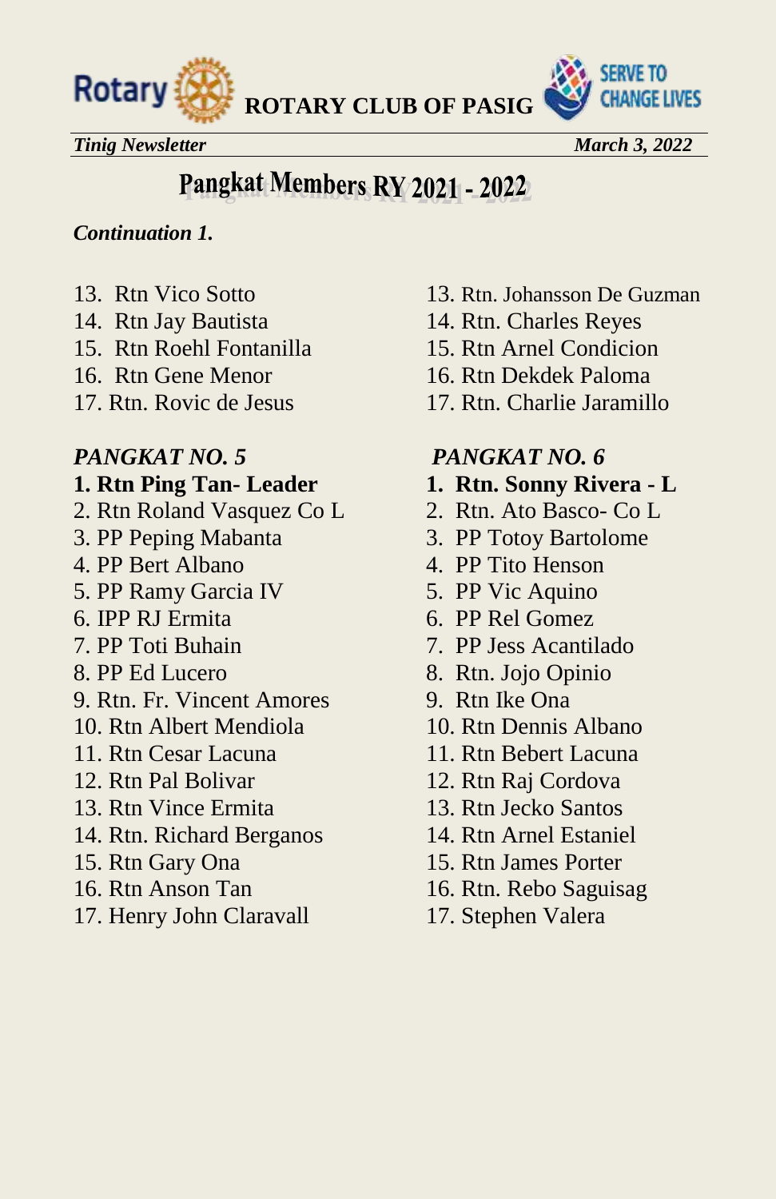# Pangkat Members RY 2021 - 2022

***Continuation 1.***

13. Rtn Vico Sotto
14. Rtn Jay Bautista
15. Rtn Roehl Fontanilla
16. Rtn Gene Menor
17. Rtn. Rovic de Jesus

13. Rtn. Johansson De Guzman
14. Rtn. Charles Reyes
15. Rtn Arnel Condicion
16. Rtn Dekdek Paloma
17. Rtn. Charlie Jaramillo

*PANGKAT NO. 5*

1. **Rtn Ping Tan- Leader**
2. Rtn Roland Vasquez Co L
3. PP Peping Mabanta
4. PP Bert Albano
5. PP Ramy Garcia IV
6. IPP RJ Ermita
7. PP Toti Buhain
8. PP Ed Lucero
9. Rtn. Fr. Vincent Amores
10. Rtn Albert Mendiola
11. Rtn Cesar Lacuna
12. Rtn Pal Bolivar
13. Rtn Vince Ermita
14. Rtn. Richard Berganos
15. Rtn Gary Ona
16. Rtn Anson Tan
17. Henry John Claravall

*PANGKAT NO. 6*

1. **Rtn. Sonny Rivera - L**
2. Rtn. Ato Basco- Co L
3. PP Totoy Bartolome
4. PP Tito Henson
5. PP Vic Aquino
6. PP Rel Gomez
7. PP Jess Acantilado
8. Rtn. Jojo Opinio
9. Rtn Ike Ona
10. Rtn Dennis Albano
11. Rtn Bebert Lacuna
12. Rtn Raj Cordova
13. Rtn Jecko Santos
14. Rtn Arnel Estaniel
15. Rtn James Porter
16. Rtn. Rebo Saguisag
17. Stephen Valera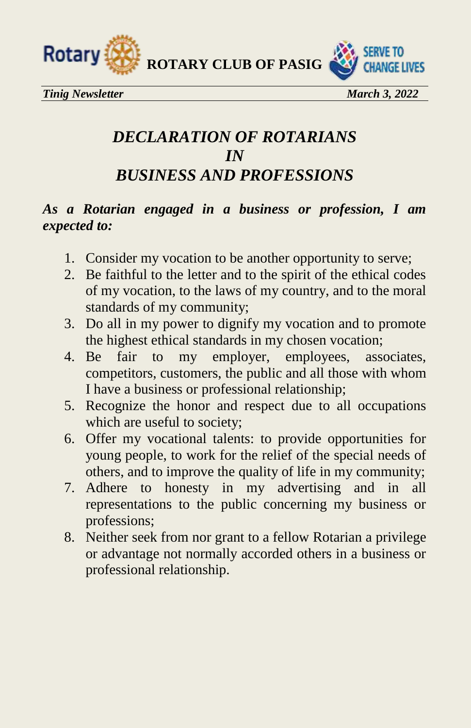# *DECLARATION OF ROTARIANS IN BUSINESS AND PROFESSIONS*

***As a Rotarian engaged in a business or profession, I am expected to:***

1. Consider my vocation to be another opportunity to serve;
2. Be faithful to the letter and to the spirit of the ethical codes of my vocation, to the laws of my country, and to the moral standards of my community;
3. Do all in my power to dignify my vocation and to promote the highest ethical standards in my chosen vocation;
4. Be fair to my employer, employees, associates, competitors, customers, the public and all those with whom I have a business or professional relationship;
5. Recognize the honor and respect due to all occupations which are useful to society;
6. Offer my vocational talents: to provide opportunities for young people, to work for the relief of the special needs of others, and to improve the quality of life in my community;
7. Adhere to honesty in my advertising and in all representations to the public concerning my business or professions;
8. Neither seek from nor grant to a fellow Rotarian a privilege or advantage not normally accorded others in a business or professional relationship.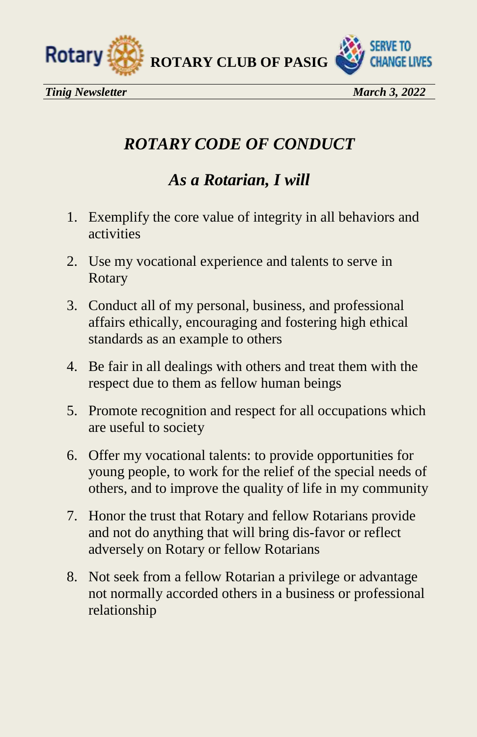# *ROTARY CODE OF CONDUCT*

## *As a Rotarian, I will*

1. Exemplify the core value of integrity in all behaviors and activities
2. Use my vocational experience and talents to serve in Rotary
3. Conduct all of my personal, business, and professional affairs ethically, encouraging and fostering high ethical standards as an example to others
4. Be fair in all dealings with others and treat them with the respect due to them as fellow human beings
5. Promote recognition and respect for all occupations which are useful to society
6. Offer my vocational talents: to provide opportunities for young people, to work for the relief of the special needs of others, and to improve the quality of life in my community
7. Honor the trust that Rotary and fellow Rotarians provide and not do anything that will bring dis-favor or reflect adversely on Rotary or fellow Rotarians
8. Not seek from a fellow Rotarian a privilege or advantage not normally accorded others in a business or professional relationship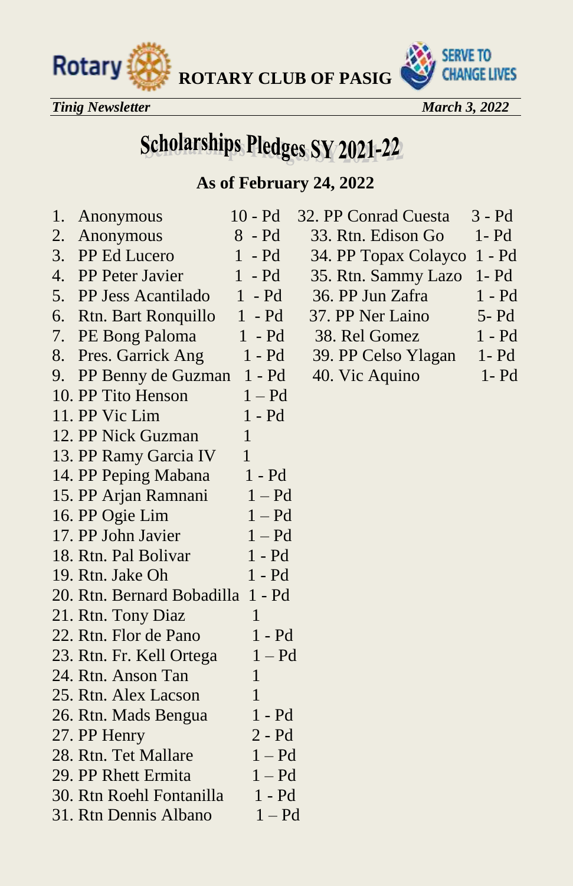# Scholarships Pledges SY 2021-22

**As of February 24, 2022**

1. Anonymous 10 - Pd
2. Anonymous 8 - Pd
3. PP Ed Lucero 1 - Pd
4. PP Peter Javier 1 - Pd
5. PP Jess Acantilado 1 - Pd
6. Rtn. Bart Ronquillo 1 - Pd
7. PE Bong Paloma 1 - Pd
8. Pres. Garrick Ang 1 - Pd
9. PP Benny de Guzman 1 - Pd
10. PP Tito Henson 1 – Pd
11. PP Vic Lim 1 - Pd
12. PP Nick Guzman 1
13. PP Ramy Garcia IV 1
14. PP Peping Mabana 1 - Pd
15. PP Arjan Ramnani 1 – Pd
16. PP Ogie Lim 1 – Pd
17. PP John Javier 1 – Pd
18. Rtn. Pal Bolivar 1 - Pd
19. Rtn. Jake Oh 1 - Pd
20. Rtn. Bernard Bobadilla 1 - Pd
21. Rtn. Tony Diaz 1
22. Rtn. Flor de Pano 1 - Pd
23. Rtn. Fr. Kell Ortega 1 – Pd
24. Rtn. Anson Tan 1
25. Rtn. Alex Lacson 1
26. Rtn. Mads Bengua 1 - Pd
27. PP Henry 2 - Pd
28. Rtn. Tet Mallare 1 – Pd
29. PP Rhett Ermita 1 – Pd
30. Rtn Roehl Fontanilla 1 - Pd
31. Rtn Dennis Albano 1 – Pd
32. PP Conrad Cuesta 3 - Pd
33. Rtn. Edison Go 1- Pd
34. PP Topax Colayco 1 - Pd
35. Rtn. Sammy Lazo 1- Pd
36. PP Jun Zafra 1 - Pd
37. PP Ner Laino 5- Pd
38. Rel Gomez 1 - Pd
39. PP Celso Ylagan 1- Pd
40. Vic Aquino 1- Pd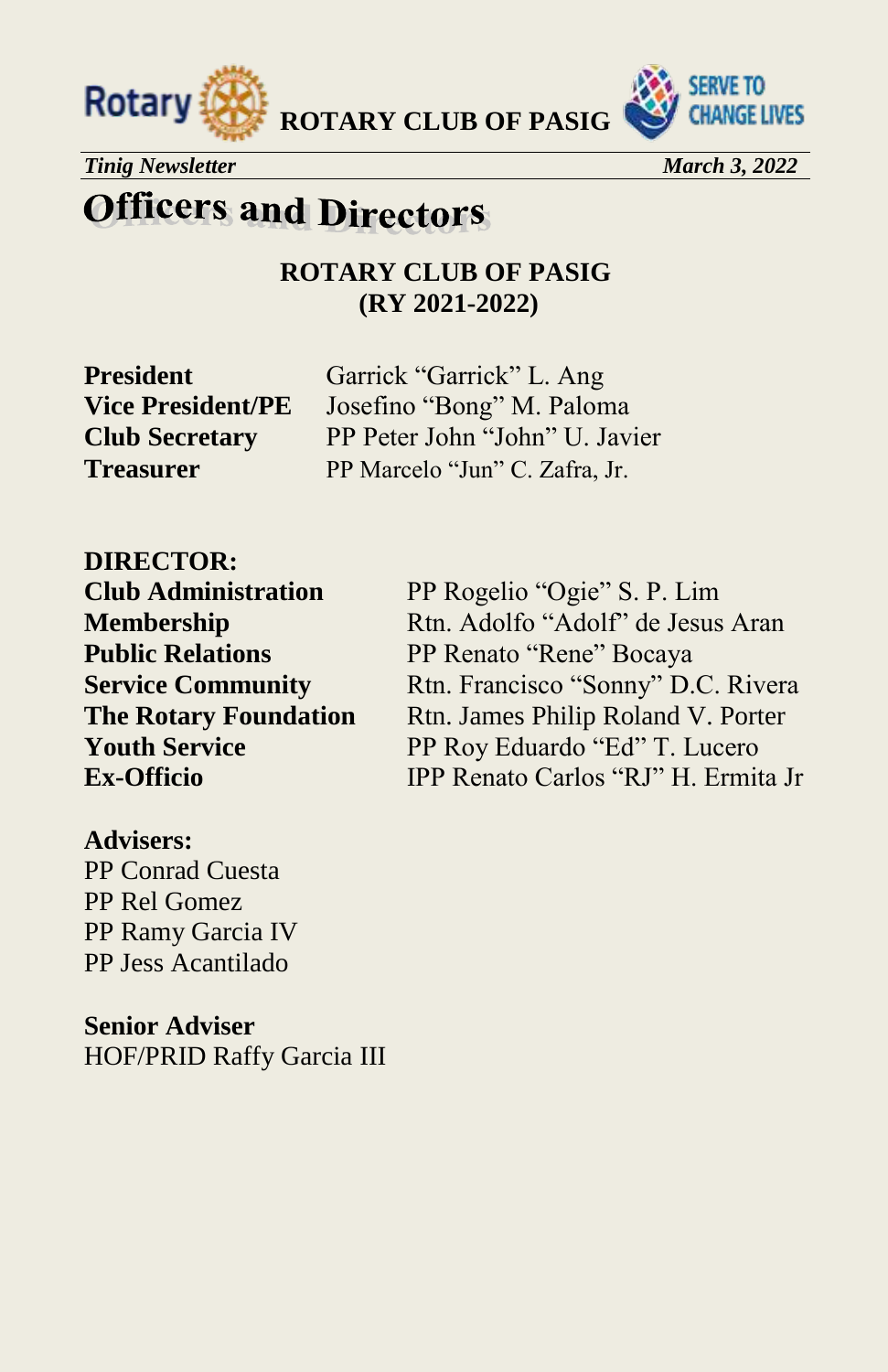# Officers and Directors

**ROTARY CLUB OF PASIG**
**(RY 2021-2022)**

| | |
|---|---|
| **President** | Garrick "Garrick" L. Ang |
| **Vice President/PE** | Josefino "Bong" M. Paloma |
| **Club Secretary** | PP Peter John "John" U. Javier |
| **Treasurer** | PP Marcelo "Jun" C. Zafra, Jr. |

**DIRECTOR:**

| | |
|---|---|
| **Club Administration** | PP Rogelio "Ogie" S. P. Lim |
| **Membership** | Rtn. Adolfo "Adolf" de Jesus Aran |
| **Public Relations** | PP Renato "Rene" Bocaya |
| **Service Community** | Rtn. Francisco "Sonny" D.C. Rivera |
| **The Rotary Foundation** | Rtn. James Philip Roland V. Porter |
| **Youth Service** | PP Roy Eduardo "Ed" T. Lucero |
| **Ex-Officio** | IPP Renato Carlos "RJ" H. Ermita Jr |

**Advisers:**

PP Conrad Cuesta
PP Rel Gomez
PP Ramy Garcia IV
PP Jess Acantilado

**Senior Adviser**

HOF/PRID Raffy Garcia III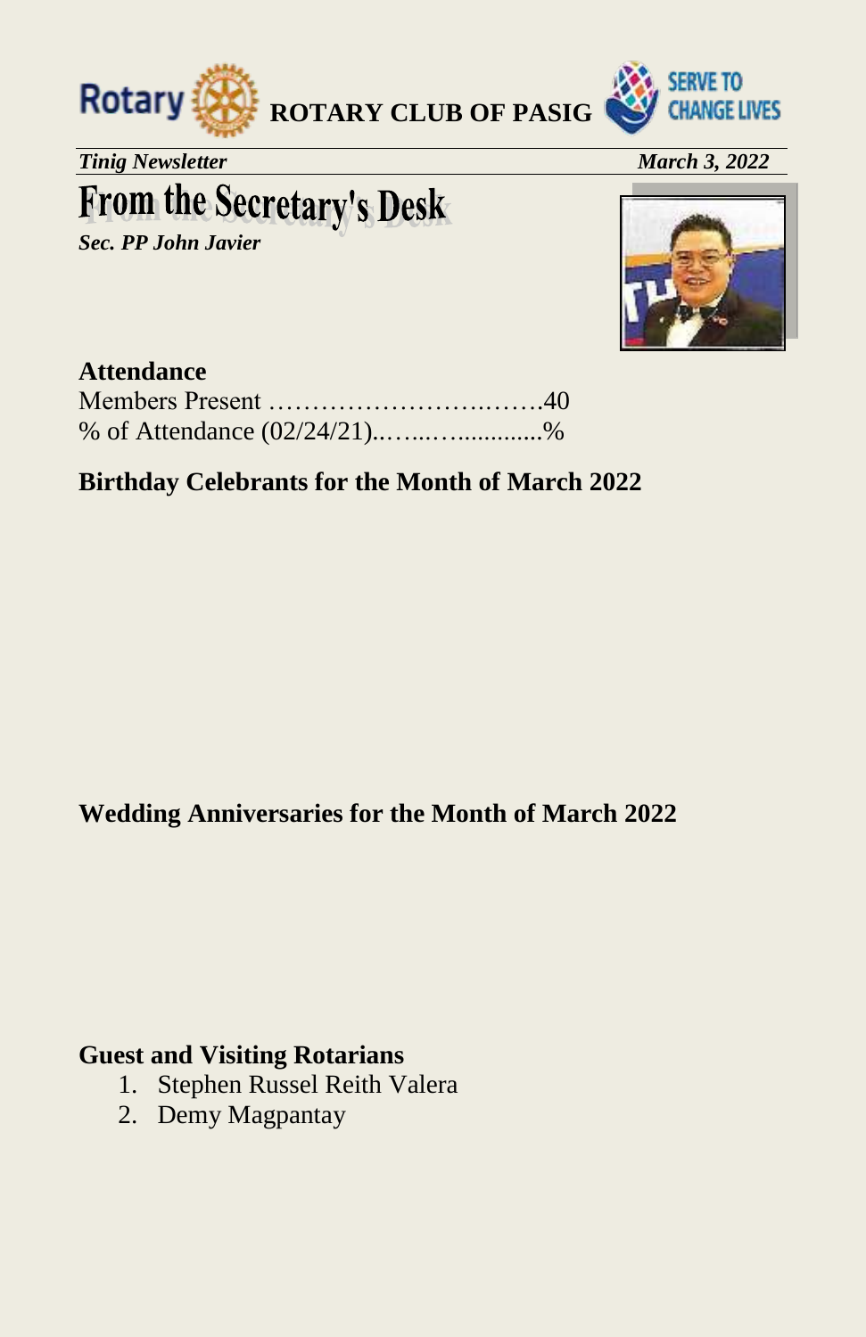**ROTARY CLUB OF PASIG**

*Tinig Newsletter* *March 3, 2022*

# From the Secretary's Desk

***Sec. PP John Javier***

**Attendance**

Members Present …………………………..…….40

% of Attendance (02/24/21)..…...….............%

**Birthday Celebrants for the Month of March 2022**

**Wedding Anniversaries for the Month of March 2022**

**Guest and Visiting Rotarians**

1. Stephen Russel Reith Valera
2. Demy Magpantay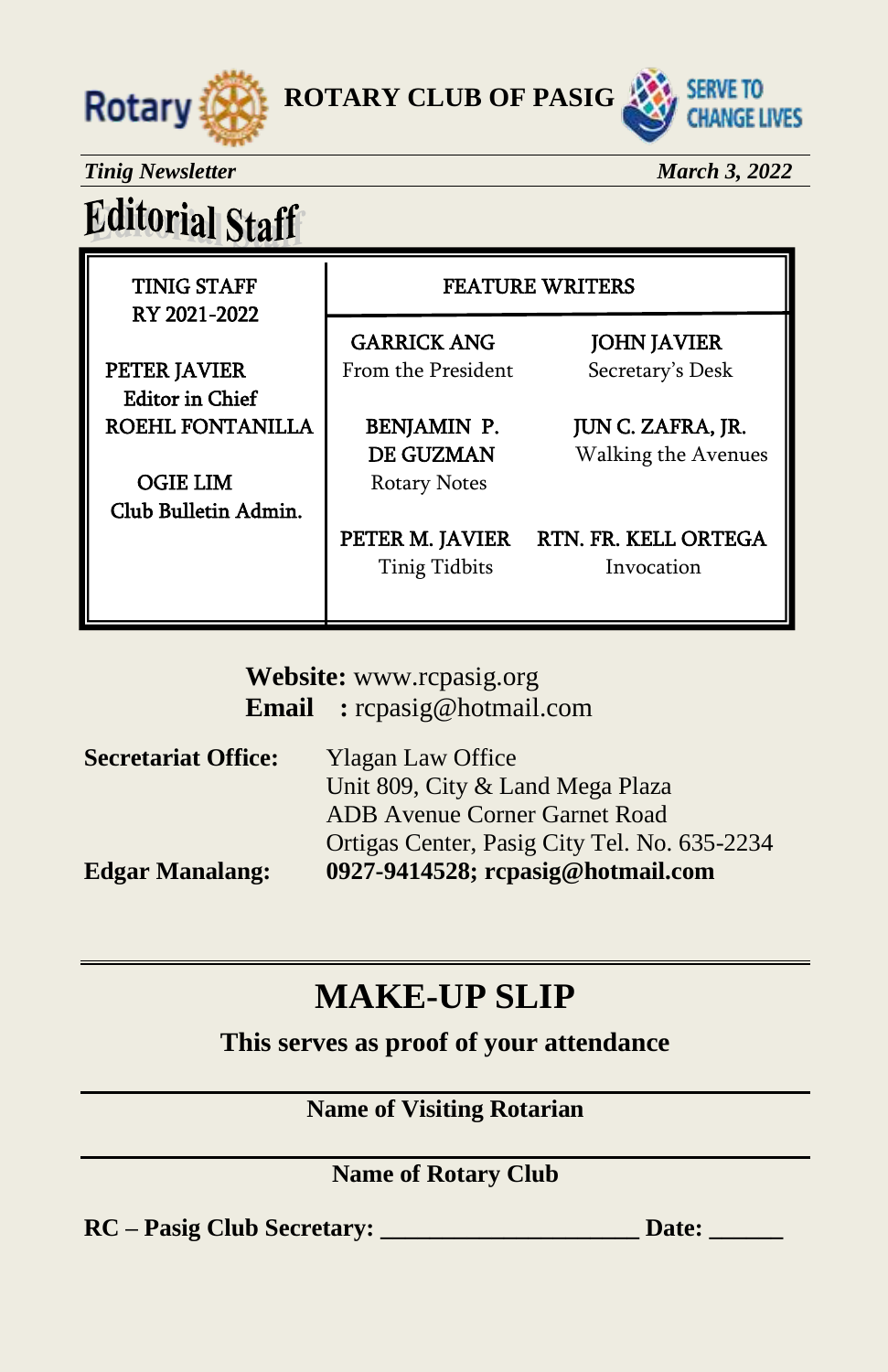**ROTARY CLUB OF PASIG** SERVE TO CHANGE LIVES

*Tinig Newsletter* *March 3, 2022*

# Editorial Staff

| TINIG STAFF RY 2021-2022 | FEATURE WRITERS | |
|---|---|---|
| PETER JAVIER Editor in Chief | GARRICK ANG From the President | JOHN JAVIER Secretary's Desk |
| ROEHL FONTANILLA | BENJAMIN P. DE GUZMAN Rotary Notes | JUN C. ZAFRA, JR. Walking the Avenues |
| OGIE LIM Club Bulletin Admin. | PETER M. JAVIER Tinig Tidbits | RTN. FR. KELL ORTEGA Invocation |

**Website:** www.rcpasig.org
**Email :** rcpasig@hotmail.com

**Secretariat Office:** Ylagan Law Office
Unit 809, City & Land Mega Plaza
ADB Avenue Corner Garnet Road
Ortigas Center, Pasig City Tel. No. 635-2234

**Edgar Manalang:** **0927-9414528; rcpasig@hotmail.com**

---

## MAKE-UP SLIP

**This serves as proof of your attendance**

---

**Name of Visiting Rotarian**

---

**Name of Rotary Club**

**RC – Pasig Club Secretary: ____________________ Date: ______**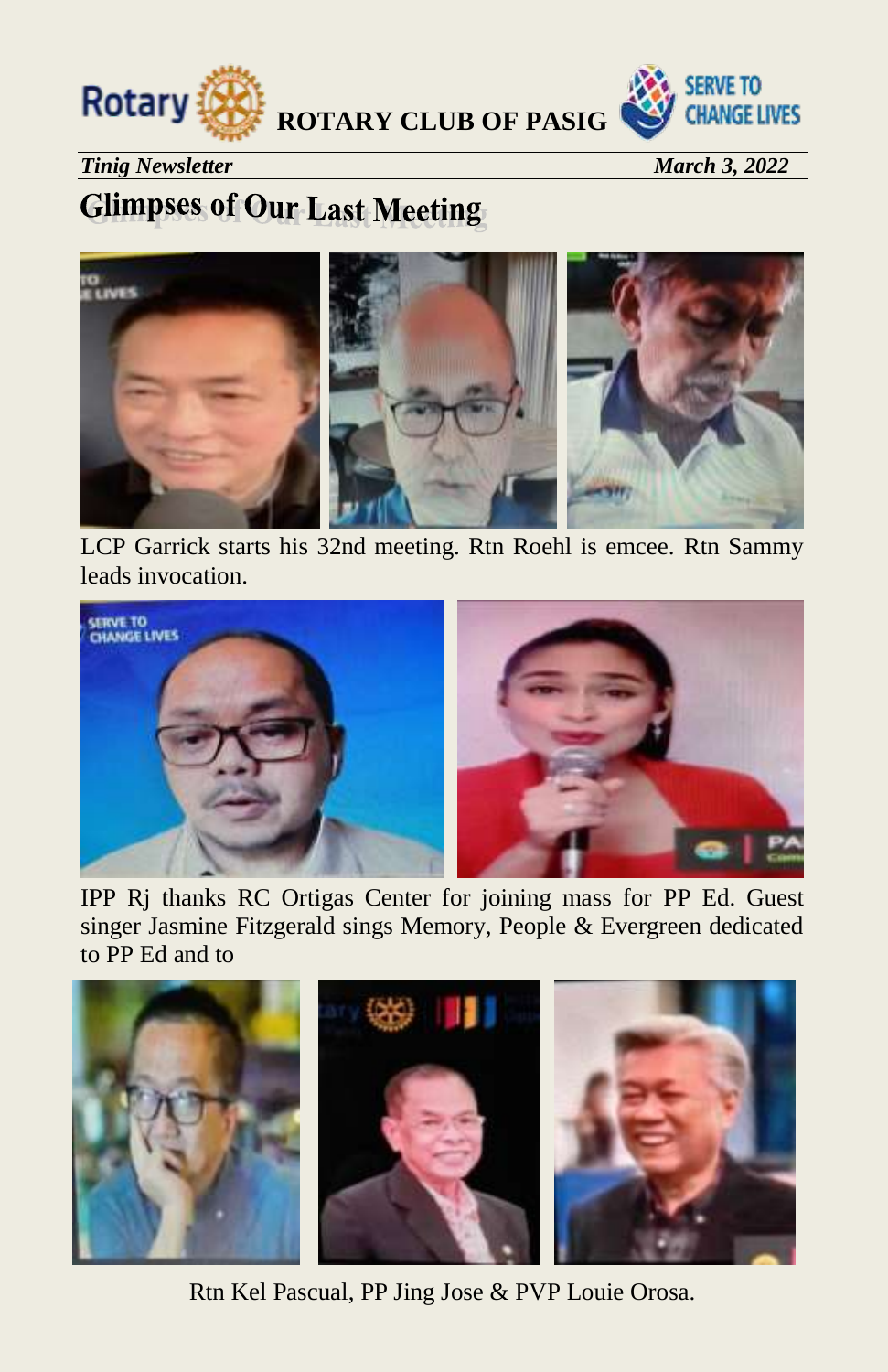**ROTARY CLUB OF PASIG**

*Tinig Newsletter* *March 3, 2022*

# Glimpses of Our Last Meeting

LCP Garrick starts his 32nd meeting. Rtn Roehl is emcee. Rtn Sammy leads invocation.

IPP Rj thanks RC Ortigas Center for joining mass for PP Ed. Guest singer Jasmine Fitzgerald sings Memory, People & Evergreen dedicated to PP Ed and to

Rtn Kel Pascual, PP Jing Jose & PVP Louie Orosa.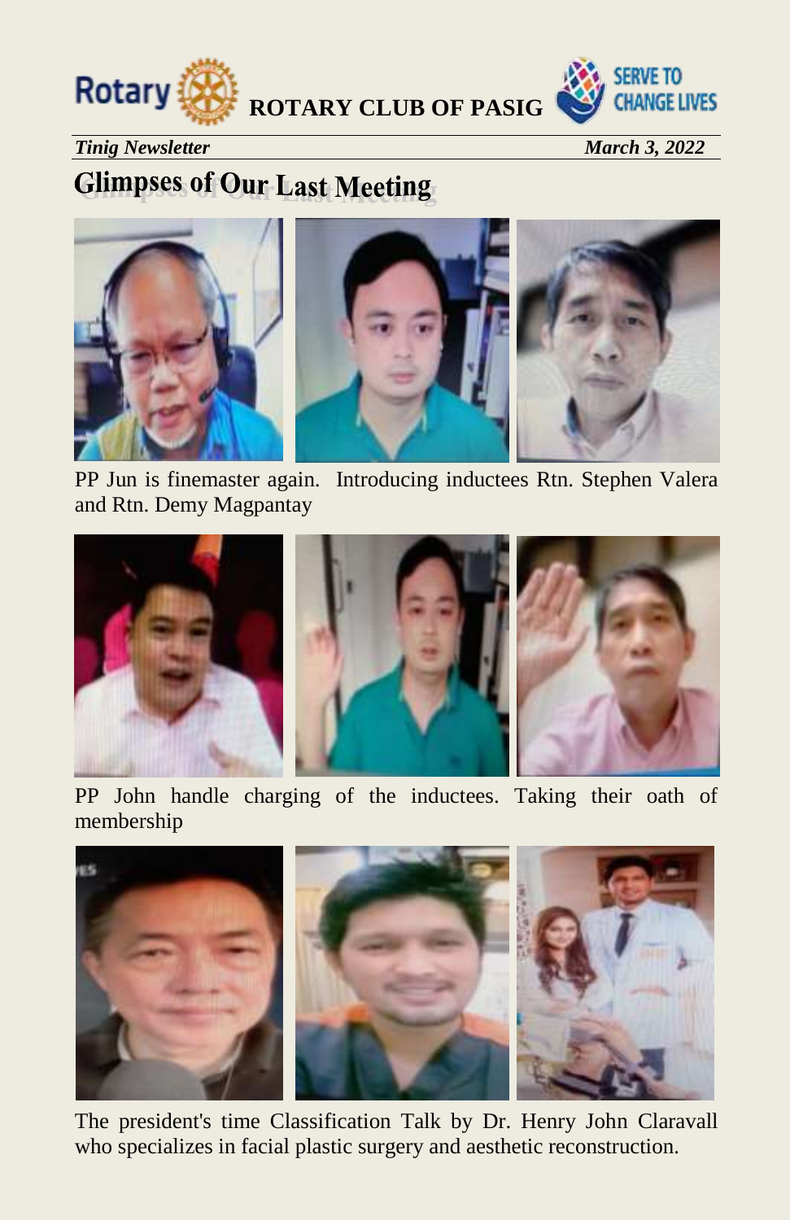## Glimpses of Our Last Meeting

PP Jun is finemaster again. Introducing inductees Rtn. Stephen Valera and Rtn. Demy Magpantay

PP John handle charging of the inductees. Taking their oath of membership

The president's time Classification Talk by Dr. Henry John Claravall who specializes in facial plastic surgery and aesthetic reconstruction.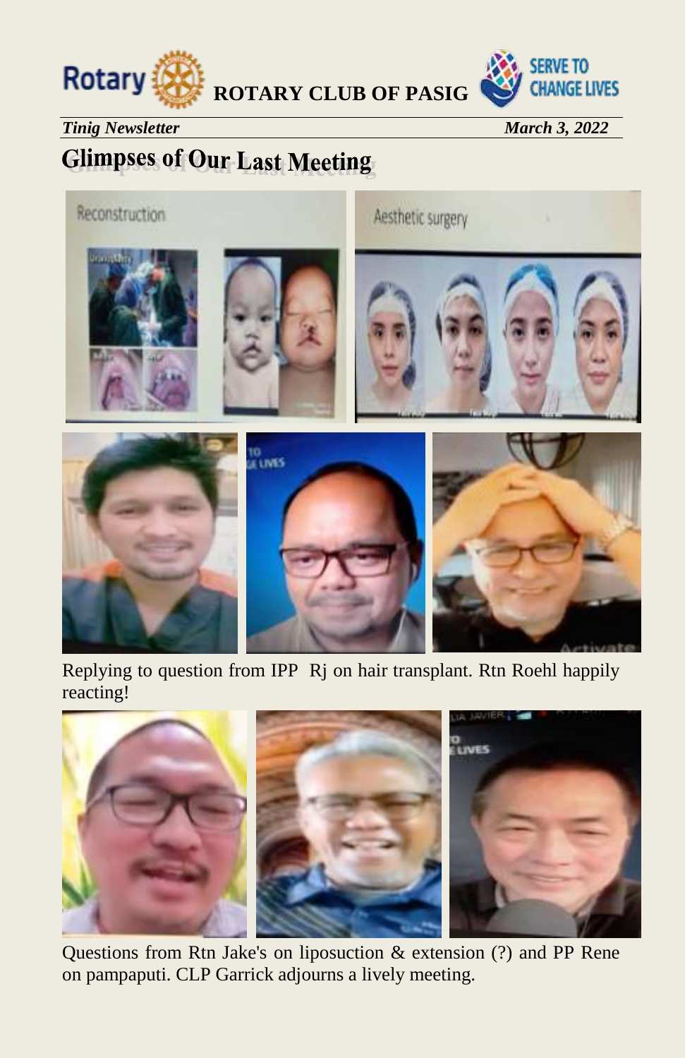ROTARY CLUB OF PASIG

*Tinig Newsletter* *March 3, 2022*

# Glimpses of Our Last Meeting

Replying to question from IPP Rj on hair transplant. Rtn Roehl happily reacting!

Questions from Rtn Jake's on liposuction & extension (?) and PP Rene on pampaputi. CLP Garrick adjourns a lively meeting.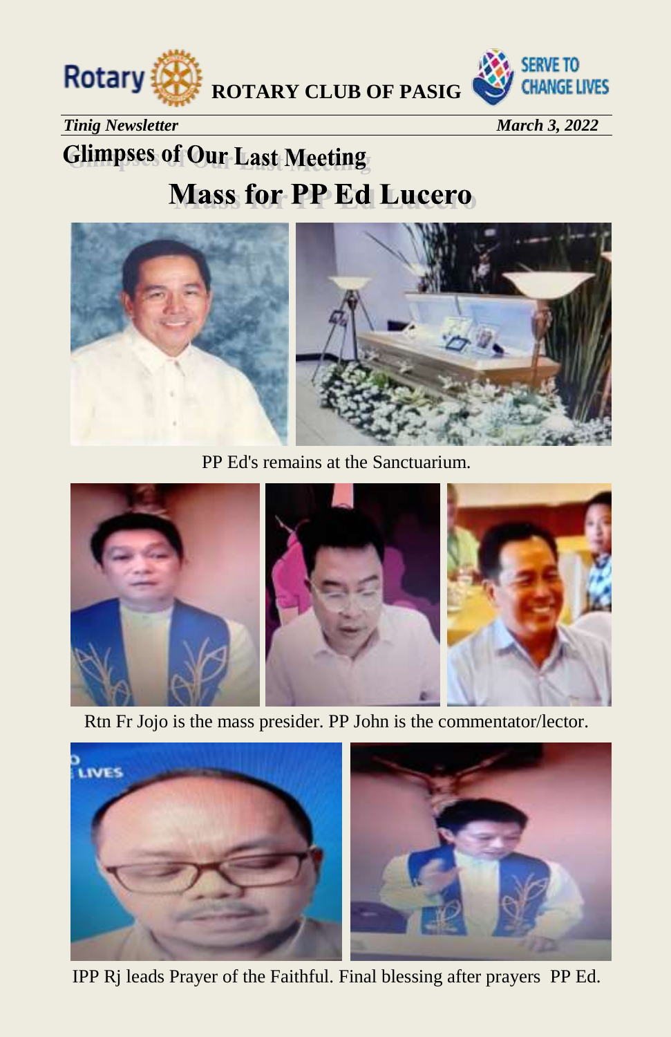# Glimpses of Our Last Meeting

## Mass for PP Ed Lucero

PP Ed's remains at the Sanctuarium.

Rtn Fr Jojo is the mass presider. PP John is the commentator/lector.

IPP Rj leads Prayer of the Faithful. Final blessing after prayers PP Ed.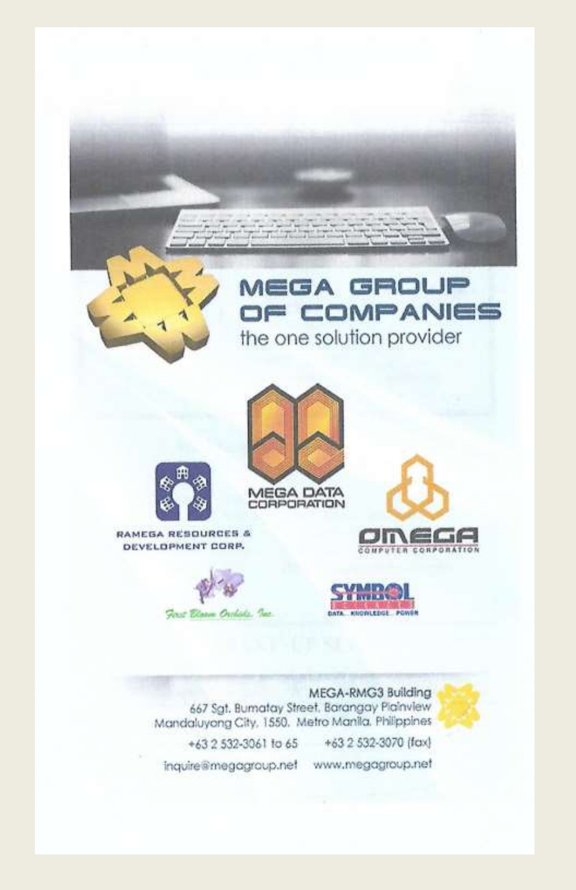# MEGA GROUP OF COMPANIES

the one solution provider

MEGA DATA CORPORATION

RAMEGA RESOURCES & DEVELOPMENT CORP.

OMEGA COMPUTER CORPORATION

First Bloom Orchids, Inc.

SYMBOL

DATA... KNOWLEDGE... POWER

MEGA-RMG3 Building
667 Sgt. Bumatay Street, Barangay Plainview
Mandaluyong City, 1550, Metro Manila, Philippines

+63 2 532-3061 to 65 +63 2 532-3070 (fax)

inquire@megagroup.net www.megagroup.net